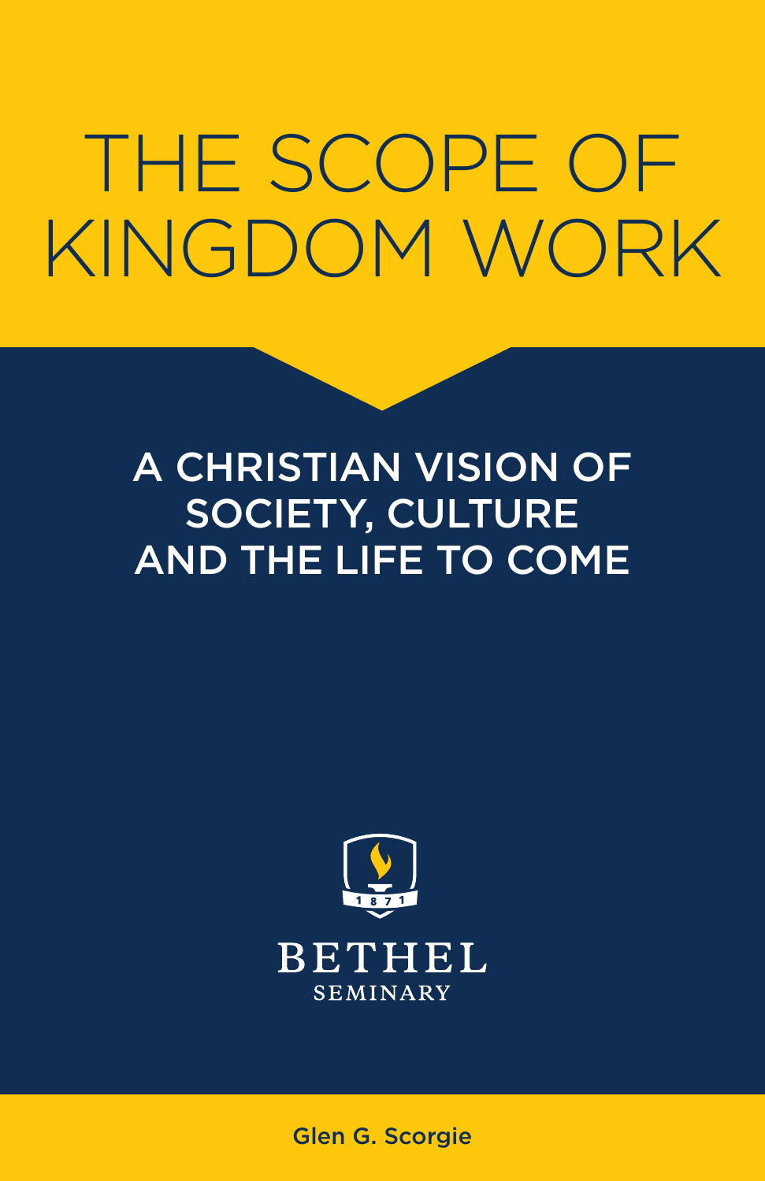# THE SCOPE OF KINGDOM WORK

## A CHRISTIAN VISION OF SOCIETY, CULTURE AND THE LIFE TO COME

1871

BETHEL
SEMINARY

Glen G. Scorgie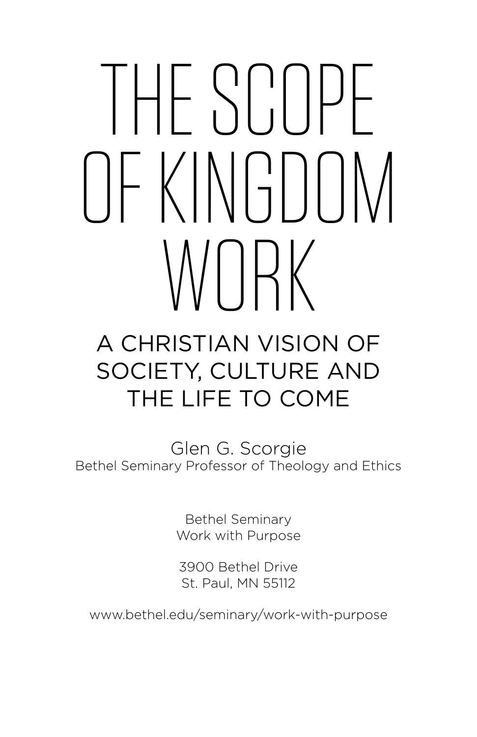# THE SCOPE OF KINGDOM WORK

## A CHRISTIAN VISION OF SOCIETY, CULTURE AND THE LIFE TO COME

Glen G. Scorgie
Bethel Seminary Professor of Theology and Ethics

Bethel Seminary
Work with Purpose

3900 Bethel Drive
St. Paul, MN 55112

www.bethel.edu/seminary/work-with-purpose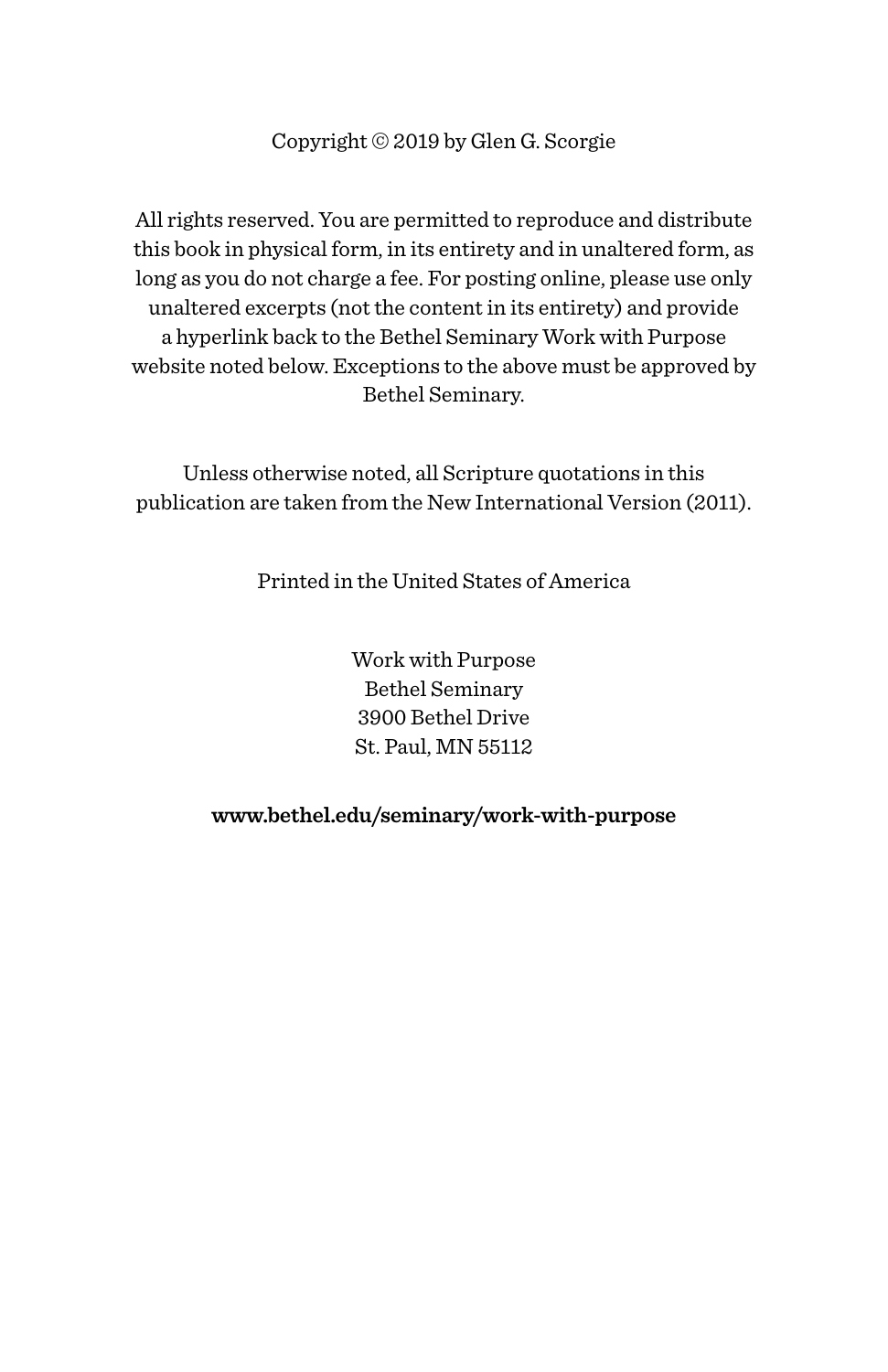Copyright © 2019 by Glen G. Scorgie

All rights reserved. You are permitted to reproduce and distribute this book in physical form, in its entirety and in unaltered form, as long as you do not charge a fee. For posting online, please use only unaltered excerpts (not the content in its entirety) and provide a hyperlink back to the Bethel Seminary Work with Purpose website noted below. Exceptions to the above must be approved by Bethel Seminary.

Unless otherwise noted, all Scripture quotations in this publication are taken from the New International Version (2011).

Printed in the United States of America

Work with Purpose
Bethel Seminary
3900 Bethel Drive
St. Paul, MN 55112

**www.bethel.edu/seminary/work-with-purpose**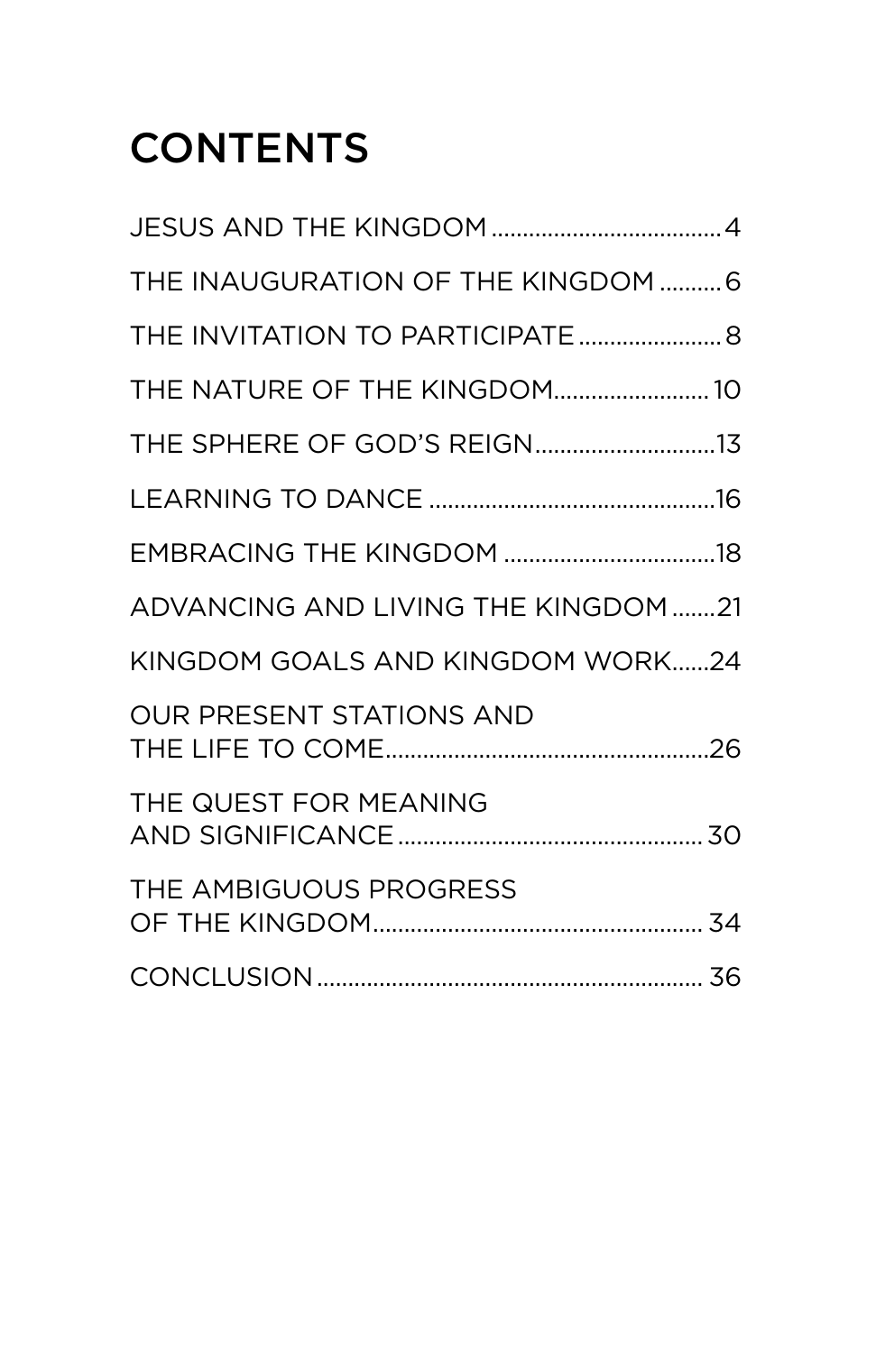# CONTENTS

- JESUS AND THE KINGDOM ... 4
- THE INAUGURATION OF THE KINGDOM ... 6
- THE INVITATION TO PARTICIPATE ... 8
- THE NATURE OF THE KINGDOM ... 10
- THE SPHERE OF GOD'S REIGN ... 13
- LEARNING TO DANCE ... 16
- EMBRACING THE KINGDOM ... 18
- ADVANCING AND LIVING THE KINGDOM ... 21
- KINGDOM GOALS AND KINGDOM WORK ... 24
- OUR PRESENT STATIONS AND THE LIFE TO COME ... 26
- THE QUEST FOR MEANING AND SIGNIFICANCE ... 30
- THE AMBIGUOUS PROGRESS OF THE KINGDOM ... 34
- CONCLUSION ... 36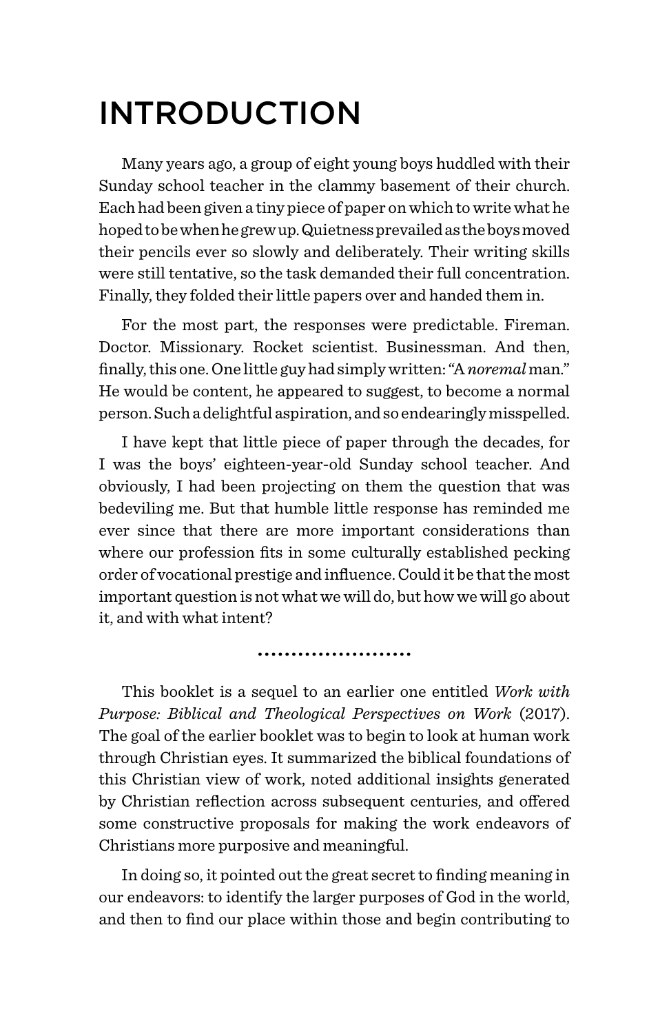# INTRODUCTION

Many years ago, a group of eight young boys huddled with their Sunday school teacher in the clammy basement of their church. Each had been given a tiny piece of paper on which to write what he hoped to be when he grew up. Quietness prevailed as the boys moved their pencils ever so slowly and deliberately. Their writing skills were still tentative, so the task demanded their full concentration. Finally, they folded their little papers over and handed them in.

For the most part, the responses were predictable. Fireman. Doctor. Missionary. Rocket scientist. Businessman. And then, finally, this one. One little guy had simply written: "A *noremal* man." He would be content, he appeared to suggest, to become a normal person. Such a delightful aspiration, and so endearingly misspelled.

I have kept that little piece of paper through the decades, for I was the boys' eighteen-year-old Sunday school teacher. And obviously, I had been projecting on them the question that was bedeviling me. But that humble little response has reminded me ever since that there are more important considerations than where our profession fits in some culturally established pecking order of vocational prestige and influence. Could it be that the most important question is not what we will do, but how we will go about it, and with what intent?

......................

This booklet is a sequel to an earlier one entitled *Work with Purpose: Biblical and Theological Perspectives on Work* (2017). The goal of the earlier booklet was to begin to look at human work through Christian eyes. It summarized the biblical foundations of this Christian view of work, noted additional insights generated by Christian reflection across subsequent centuries, and offered some constructive proposals for making the work endeavors of Christians more purposive and meaningful.

In doing so, it pointed out the great secret to finding meaning in our endeavors: to identify the larger purposes of God in the world, and then to find our place within those and begin contributing to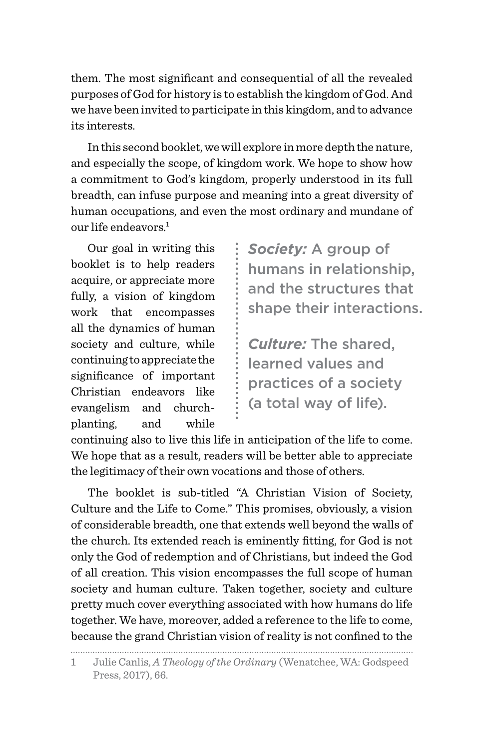them. The most significant and consequential of all the revealed purposes of God for history is to establish the kingdom of God. And we have been invited to participate in this kingdom, and to advance its interests.

In this second booklet, we will explore in more depth the nature, and especially the scope, of kingdom work. We hope to show how a commitment to God's kingdom, properly understood in its full breadth, can infuse purpose and meaning into a great diversity of human occupations, and even the most ordinary and mundane of our life endeavors.[1]

Our goal in writing this booklet is to help readers acquire, or appreciate more fully, a vision of kingdom work that encompasses all the dynamics of human society and culture, while continuing to appreciate the significance of important Christian endeavors like evangelism and church-planting, and while continuing also to live this life in anticipation of the life to come. We hope that as a result, readers will be better able to appreciate the legitimacy of their own vocations and those of others.

> ***Society:*** A group of humans in relationship, and the structures that shape their interactions.
>
> ***Culture:*** The shared, learned values and practices of a society (a total way of life).

The booklet is sub-titled "A Christian Vision of Society, Culture and the Life to Come." This promises, obviously, a vision of considerable breadth, one that extends well beyond the walls of the church. Its extended reach is eminently fitting, for God is not only the God of redemption and of Christians, but indeed the God of all creation. This vision encompasses the full scope of human society and human culture. Taken together, society and culture pretty much cover everything associated with how humans do life together. We have, moreover, added a reference to the life to come, because the grand Christian vision of reality is not confined to the

---

1 Julie Canlis, *A Theology of the Ordinary* (Wenatchee, WA: Godspeed Press, 2017), 66.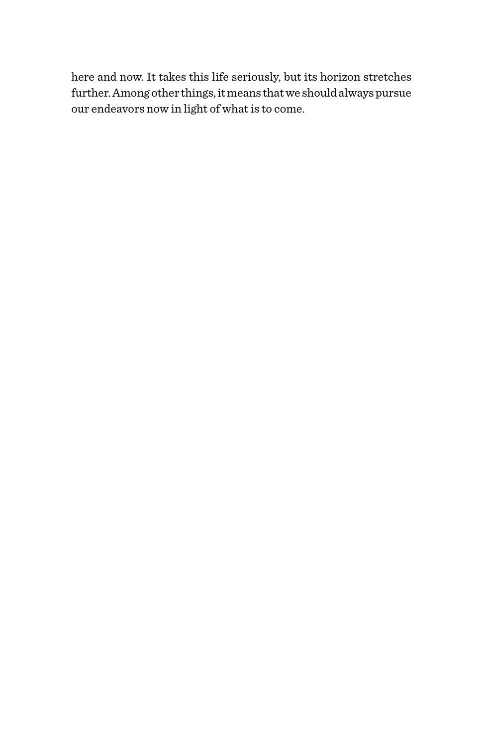here and now. It takes this life seriously, but its horizon stretches further. Among other things, it means that we should always pursue our endeavors now in light of what is to come.